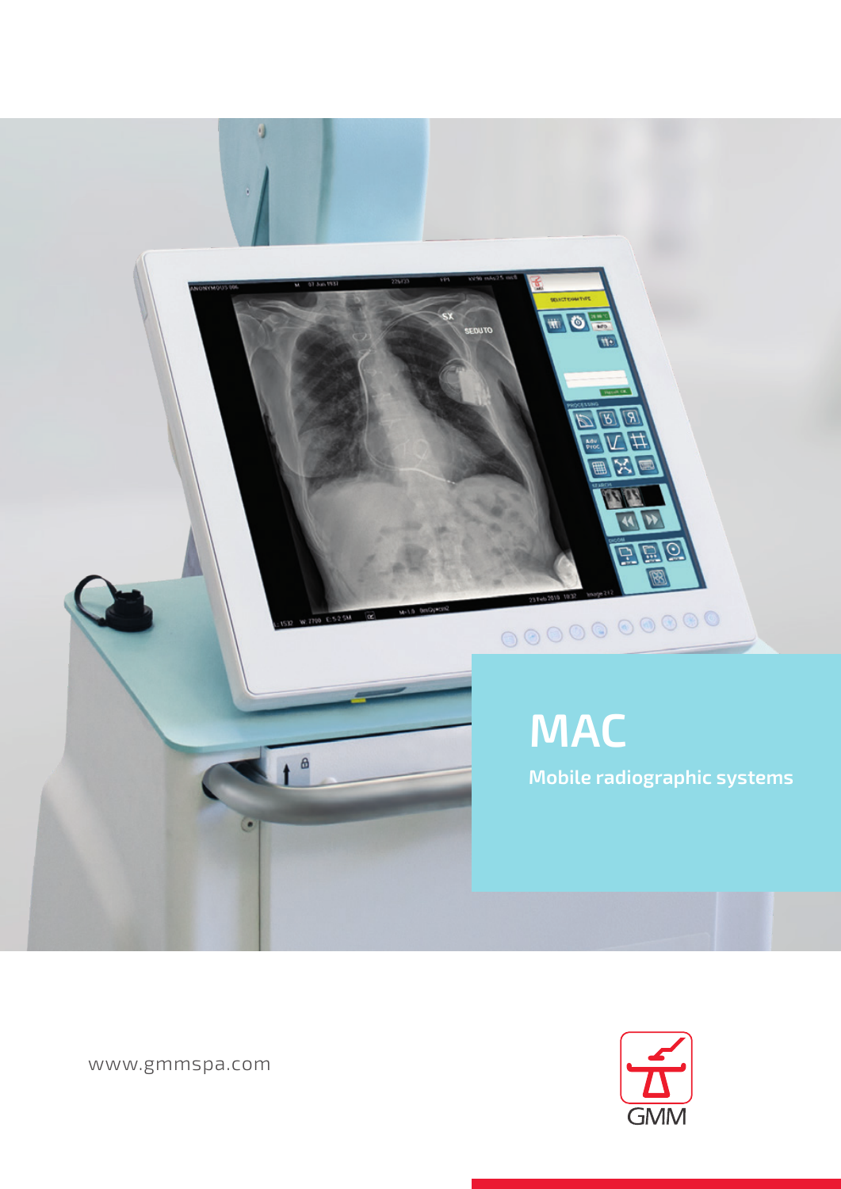# MAC

**Mobile radiographic systems**

www.gmmspa.com

GMM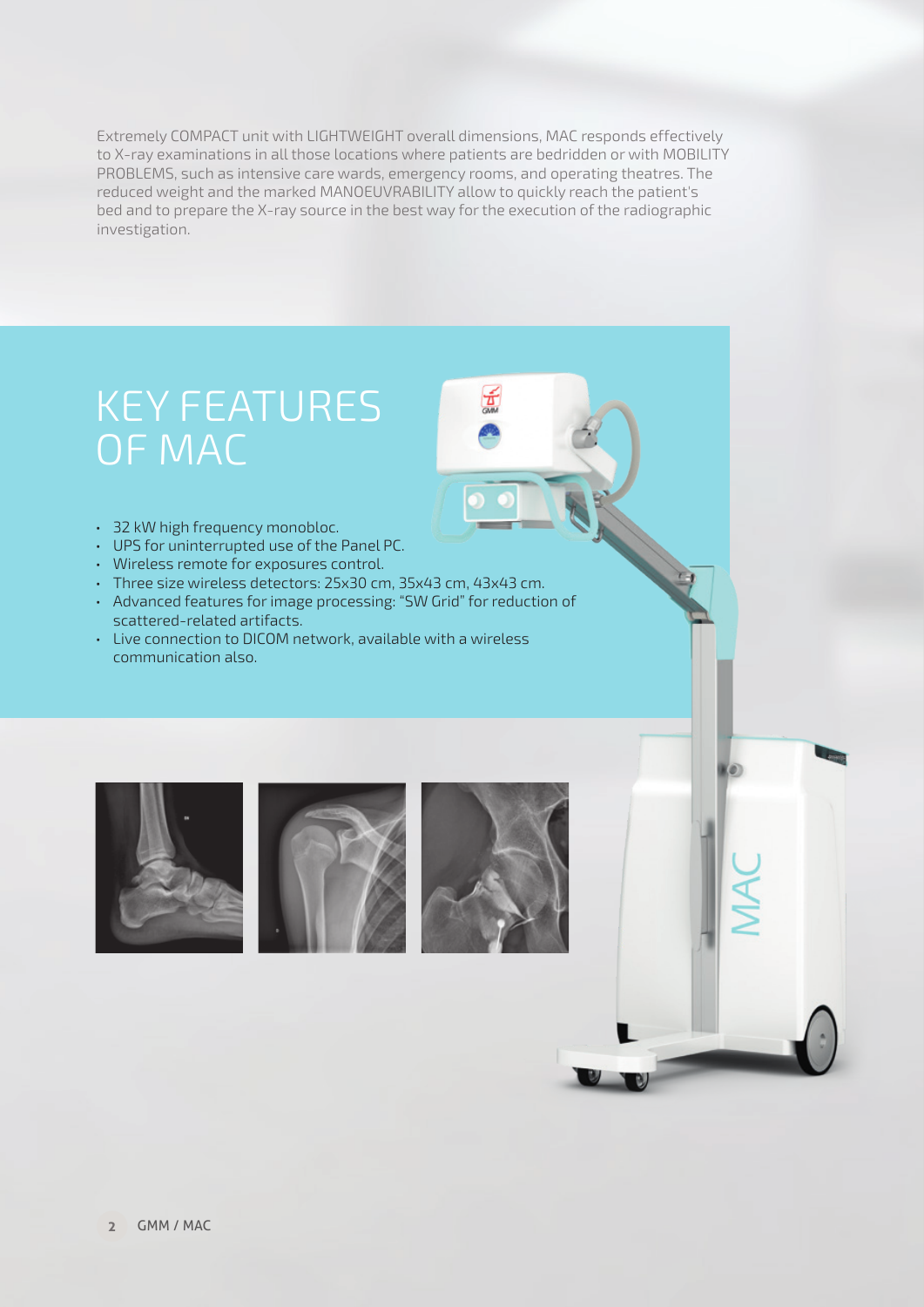Extremely COMPACT unit with LIGHTWEIGHT overall dimensions, MAC responds effectively to X-ray examinations in all those locations where patients are bedridden or with MOBILITY PROBLEMS, such as intensive care wards, emergency rooms, and operating theatres. The reduced weight and the marked MANOEUVRABILITY allow to quickly reach the patient's bed and to prepare the X-ray source in the best way for the execution of the radiographic investigation.

# KEY FEATURES OF MAC

- 32 kW high frequency monobloc.
- UPS for uninterrupted use of the Panel PC.
- Wireless remote for exposures control.
- Three size wireless detectors: 25x30 cm, 35x43 cm, 43x43 cm.
- Advanced features for image processing: "SW Grid" for reduction of scattered-related artifacts.
- Live connection to DICOM network, available with a wireless communication also.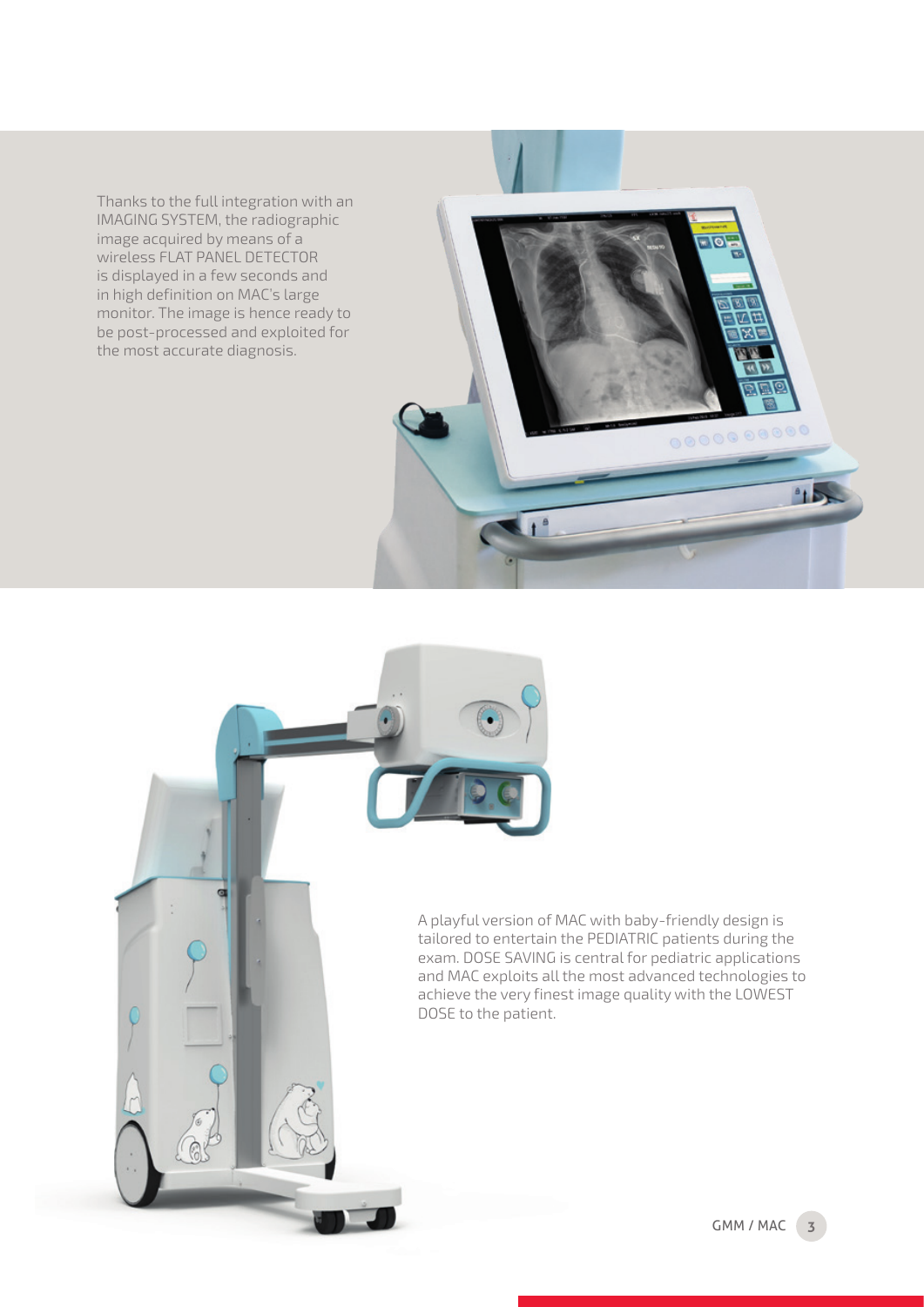Thanks to the full integration with an IMAGING SYSTEM, the radiographic image acquired by means of a wireless FLAT PANEL DETECTOR is displayed in a few seconds and in high definition on MAC's large monitor. The image is hence ready to be post-processed and exploited for the most accurate diagnosis.

A playful version of MAC with baby-friendly design is tailored to entertain the PEDIATRIC patients during the exam. DOSE SAVING is central for pediatric applications and MAC exploits all the most advanced technologies to achieve the very finest image quality with the LOWEST DOSE to the patient.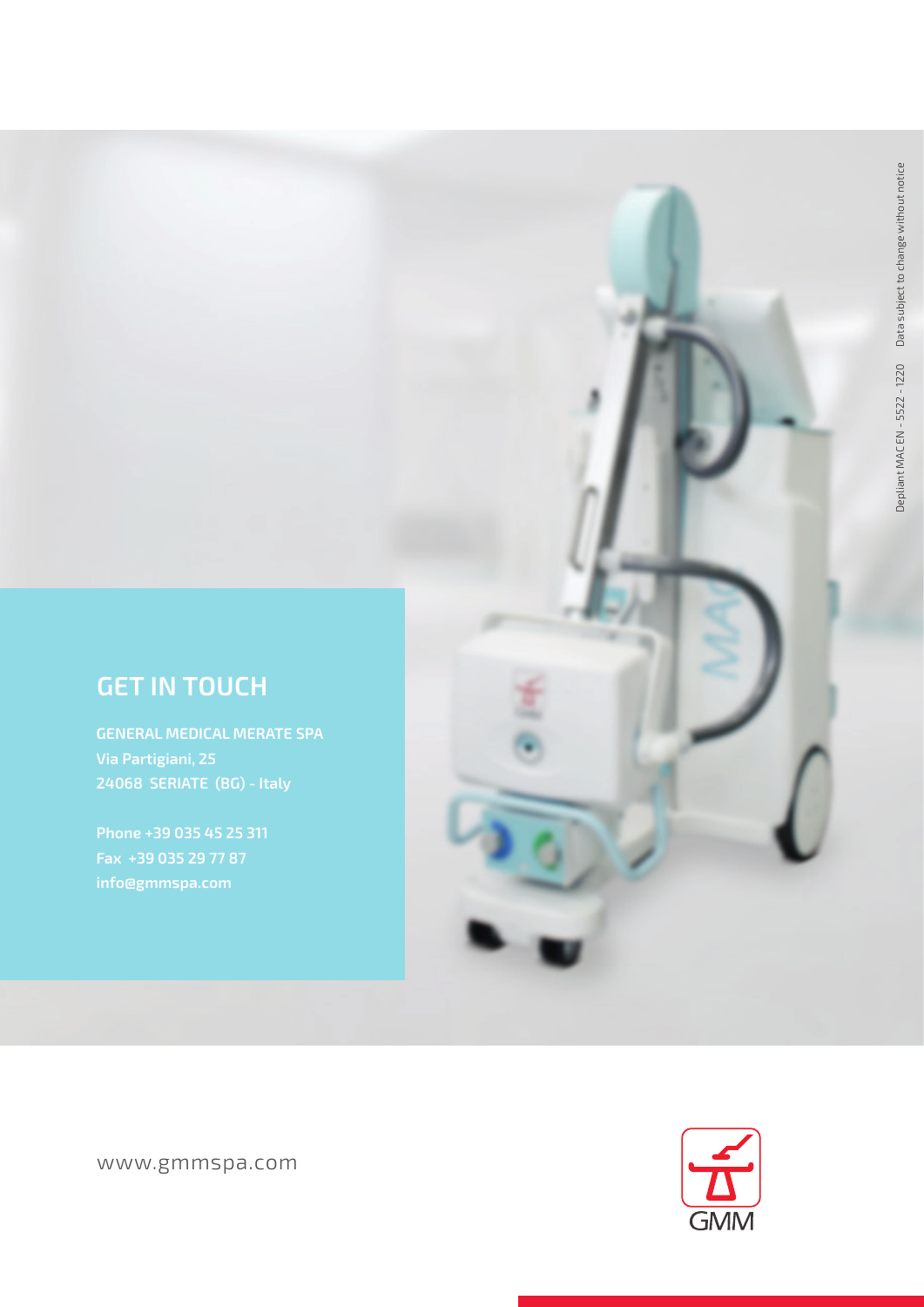## GET IN TOUCH

**GENERAL MEDICAL MERATE SPA**
**Via Partigiani, 25**
**24068 SERIATE (BG) - Italy**

**Phone +39 035 45 25 311**
**Fax +39 035 29 77 87**
**info@gmmspa.com**

Depliant MAC EN - 5522 - 1220 Data subject to change without notice

www.gmmspa.com

GMM